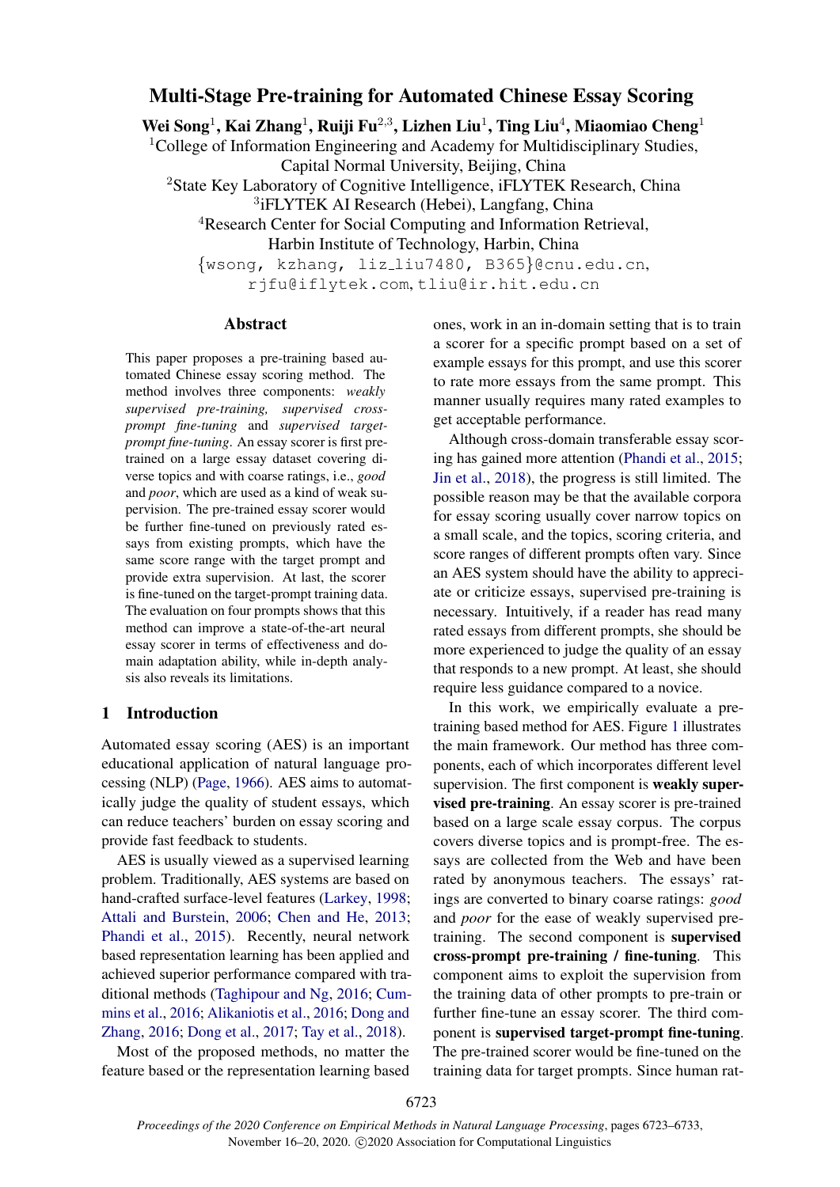# Multi-Stage Pre-training for Automated Chinese Essay Scoring

**Wei Song**[1], **Kai Zhang**[1], **Ruiji Fu**[2,3], **Lizhen Liu**[1], **Ting Liu**[4], **Miaomiao Cheng**[1]

[1]College of Information Engineering and Academy for Multidisciplinary Studies, Capital Normal University, Beijing, China

[2]State Key Laboratory of Cognitive Intelligence, iFLYTEK Research, China

[3]iFLYTEK AI Research (Hebei), Langfang, China

[4]Research Center for Social Computing and Information Retrieval, Harbin Institute of Technology, Harbin, China

{wsong, kzhang, liz_liu7480, B365}@cnu.edu.cn, rjfu@iflytek.com, tliu@ir.hit.edu.cn

## Abstract

This paper proposes a pre-training based automated Chinese essay scoring method. The method involves three components: *weakly supervised pre-training*, *supervised cross-prompt fine-tuning* and *supervised target-prompt fine-tuning*. An essay scorer is first pre-trained on a large essay dataset covering diverse topics and with coarse ratings, i.e., *good* and *poor*, which are used as a kind of weak supervision. The pre-trained essay scorer would be further fine-tuned on previously rated essays from existing prompts, which have the same score range with the target prompt and provide extra supervision. At last, the scorer is fine-tuned on the target-prompt training data. The evaluation on four prompts shows that this method can improve a state-of-the-art neural essay scorer in terms of effectiveness and domain adaptation ability, while in-depth analysis also reveals its limitations.

## 1 Introduction

Automated essay scoring (AES) is an important educational application of natural language processing (NLP) (Page, 1966). AES aims to automatically judge the quality of student essays, which can reduce teachers' burden on essay scoring and provide fast feedback to students.

AES is usually viewed as a supervised learning problem. Traditionally, AES systems are based on hand-crafted surface-level features (Larkey, 1998; Attali and Burstein, 2006; Chen and He, 2013; Phandi et al., 2015). Recently, neural network based representation learning has been applied and achieved superior performance compared with traditional methods (Taghipour and Ng, 2016; Cummins et al., 2016; Alikaniotis et al., 2016; Dong and Zhang, 2016; Dong et al., 2017; Tay et al., 2018).

Most of the proposed methods, no matter the feature based or the representation learning based ones, work in an in-domain setting that is to train a scorer for a specific prompt based on a set of example essays for this prompt, and use this scorer to rate more essays from the same prompt. This manner usually requires many rated examples to get acceptable performance.

Although cross-domain transferable essay scoring has gained more attention (Phandi et al., 2015; Jin et al., 2018), the progress is still limited. The possible reason may be that the available corpora for essay scoring usually cover narrow topics on a small scale, and the topics, scoring criteria, and score ranges of different prompts often vary. Since an AES system should have the ability to appreciate or criticize essays, supervised pre-training is necessary. Intuitively, if a reader has read many rated essays from different prompts, she should be more experienced to judge the quality of an essay that responds to a new prompt. At least, she should require less guidance compared to a novice.

In this work, we empirically evaluate a pre-training based method for AES. Figure 1 illustrates the main framework. Our method has three components, each of which incorporates different level supervision. The first component is **weakly supervised pre-training**. An essay scorer is pre-trained based on a large scale essay corpus. The corpus covers diverse topics and is prompt-free. The essays are collected from the Web and have been rated by anonymous teachers. The essays' ratings are converted to binary coarse ratings: *good* and *poor* for the ease of weakly supervised pre-training. The second component is **supervised cross-prompt pre-training / fine-tuning**. This component aims to exploit the supervision from the training data of other prompts to pre-train or further fine-tune an essay scorer. The third component is **supervised target-prompt fine-tuning**. The pre-trained scorer would be fine-tuned on the training data for target prompts. Since human rat-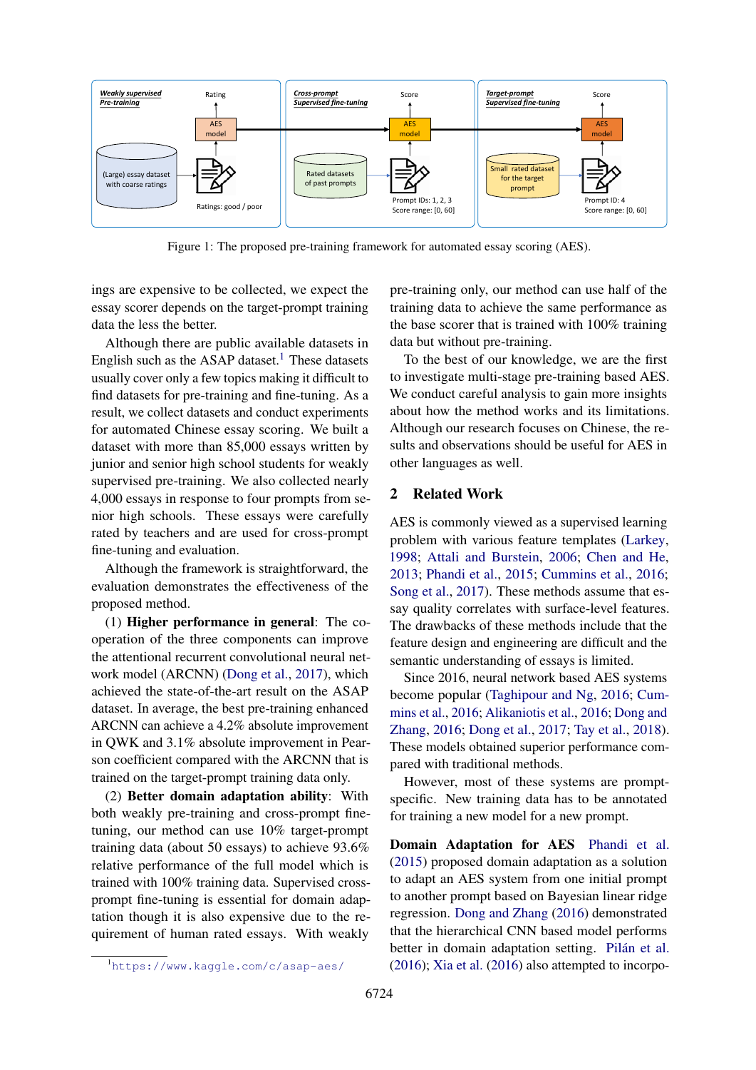Figure 1: The proposed pre-training framework for automated essay scoring (AES).

ings are expensive to be collected, we expect the essay scorer depends on the target-prompt training data the less the better.

Although there are public available datasets in English such as the ASAP dataset.[1] These datasets usually cover only a few topics making it difficult to find datasets for pre-training and fine-tuning. As a result, we collect datasets and conduct experiments for automated Chinese essay scoring. We built a dataset with more than 85,000 essays written by junior and senior high school students for weakly supervised pre-training. We also collected nearly 4,000 essays in response to four prompts from senior high schools. These essays were carefully rated by teachers and are used for cross-prompt fine-tuning and evaluation.

Although the framework is straightforward, the evaluation demonstrates the effectiveness of the proposed method.

(1) **Higher performance in general**: The cooperation of the three components can improve the attentional recurrent convolutional neural network model (ARCNN) (Dong et al., 2017), which achieved the state-of-the-art result on the ASAP dataset. In average, the best pre-training enhanced ARCNN can achieve a 4.2% absolute improvement in QWK and 3.1% absolute improvement in Pearson coefficient compared with the ARCNN that is trained on the target-prompt training data only.

(2) **Better domain adaptation ability**: With both weakly pre-training and cross-prompt fine-tuning, our method can use 10% target-prompt training data (about 50 essays) to achieve 93.6% relative performance of the full model which is trained with 100% training data. Supervised cross-prompt fine-tuning is essential for domain adaptation though it is also expensive due to the requirement of human rated essays. With weakly pre-training only, our method can use half of the training data to achieve the same performance as the base scorer that is trained with 100% training data but without pre-training.

To the best of our knowledge, we are the first to investigate multi-stage pre-training based AES. We conduct careful analysis to gain more insights about how the method works and its limitations. Although our research focuses on Chinese, the results and observations should be useful for AES in other languages as well.

## 2 Related Work

AES is commonly viewed as a supervised learning problem with various feature templates (Larkey, 1998; Attali and Burstein, 2006; Chen and He, 2013; Phandi et al., 2015; Cummins et al., 2016; Song et al., 2017). These methods assume that essay quality correlates with surface-level features. The drawbacks of these methods include that the feature design and engineering are difficult and the semantic understanding of essays is limited.

Since 2016, neural network based AES systems become popular (Taghipour and Ng, 2016; Cummins et al., 2016; Alikaniotis et al., 2016; Dong and Zhang, 2016; Dong et al., 2017; Tay et al., 2018). These models obtained superior performance compared with traditional methods.

However, most of these systems are prompt-specific. New training data has to be annotated for training a new model for a new prompt.

**Domain Adaptation for AES** Phandi et al. (2015) proposed domain adaptation as a solution to adapt an AES system from one initial prompt to another prompt based on Bayesian linear ridge regression. Dong and Zhang (2016) demonstrated that the hierarchical CNN based model performs better in domain adaptation setting. Pilán et al. (2016); Xia et al. (2016) also attempted to incorpo-

[1] https://www.kaggle.com/c/asap-aes/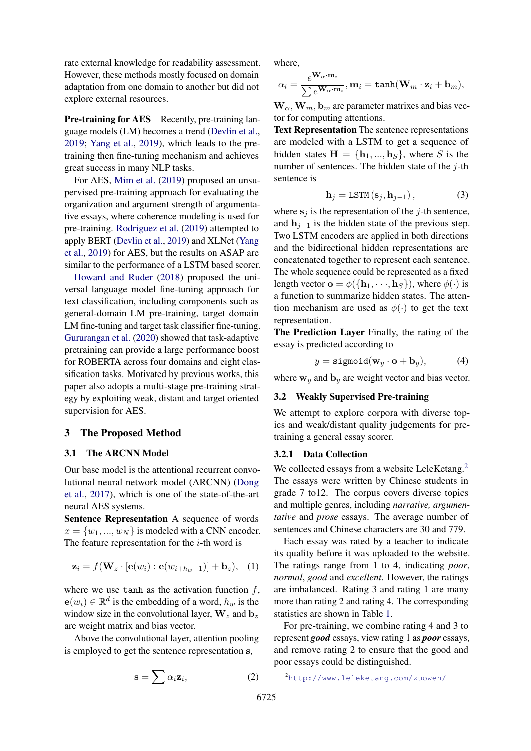rate external knowledge for readability assessment. However, these methods mostly focused on domain adaptation from one domain to another but did not explore external resources.

**Pre-training for AES** Recently, pre-training language models (LM) becomes a trend (Devlin et al., 2019; Yang et al., 2019), which leads to the pre-training then fine-tuning mechanism and achieves great success in many NLP tasks.

For AES, Mim et al. (2019) proposed an unsupervised pre-training approach for evaluating the organization and argument strength of argumentative essays, where coherence modeling is used for pre-training. Rodriguez et al. (2019) attempted to apply BERT (Devlin et al., 2019) and XLNet (Yang et al., 2019) for AES, but the results on ASAP are similar to the performance of a LSTM based scorer.

Howard and Ruder (2018) proposed the universal language model fine-tuning approach for text classification, including components such as general-domain LM pre-training, target domain LM fine-tuning and target task classifier fine-tuning. Gururangan et al. (2020) showed that task-adaptive pretraining can provide a large performance boost for ROBERTA across four domains and eight classification tasks. Motivated by previous works, this paper also adopts a multi-stage pre-training strategy by exploiting weak, distant and target oriented supervision for AES.

## 3 The Proposed Method

### 3.1 The ARCNN Model

Our base model is the attentional recurrent convolutional neural network model (ARCNN) (Dong et al., 2017), which is one of the state-of-the-art neural AES systems.

**Sentence Representation** A sequence of words $x = \{w_1, ..., w_N\}$ is modeled with a CNN encoder. The feature representation for the $i$-th word is

$$\mathbf{z}_i = f(\mathbf{W}_z \cdot [\mathbf{e}(w_i) : \mathbf{e}(w_{i+h_w-1})] + \mathbf{b}_z), \quad (1)$$

where we use $\mathtt{tanh}$ as the activation function $f$, $\mathbf{e}(w_i) \in \mathbb{R}^d$ is the embedding of a word, $h_w$ is the window size in the convolutional layer, $\mathbf{W}_z$ and $\mathbf{b}_z$ are weight matrix and bias vector.

Above the convolutional layer, attention pooling is employed to get the sentence representation $\mathbf{s}$,

$$\mathbf{s} = \sum \alpha_i \mathbf{z}_i, \quad (2)$$

where,

$$\alpha_i = \frac{e^{\mathbf{W}_\alpha \cdot \mathbf{m}_i}}{\sum e^{\mathbf{W}_\alpha \cdot \mathbf{m}_i}}, \mathbf{m}_i = \mathtt{tanh}(\mathbf{W}_m \cdot \mathbf{z}_i + \mathbf{b}_m),$$

$\mathbf{W}_\alpha, \mathbf{W}_m, \mathbf{b}_m$ are parameter matrixes and bias vector for computing attentions.

**Text Representation** The sentence representations are modeled with a LSTM to get a sequence of hidden states $\mathbf{H} = \{\mathbf{h}_1, ..., \mathbf{h}_S\}$, where $S$ is the number of sentences. The hidden state of the $j$-th sentence is

$$\mathbf{h}_j = \mathtt{LSTM}(\mathbf{s}_j, \mathbf{h}_{j-1}), \quad (3)$$

where $\mathbf{s}_j$ is the representation of the $j$-th sentence, and $\mathbf{h}_{j-1}$ is the hidden state of the previous step. Two LSTM encoders are applied in both directions and the bidirectional hidden representations are concatenated together to represent each sentence. The whole sequence could be represented as a fixed length vector $\mathbf{o} = \phi(\{\mathbf{h}_1, \cdots, \mathbf{h}_S\})$, where $\phi(\cdot)$ is a function to summarize hidden states. The attention mechanism are used as $\phi(\cdot)$ to get the text representation.

**The Prediction Layer** Finally, the rating of the essay is predicted according to

$$y = \mathtt{sigmoid}(\mathbf{w}_y \cdot \mathbf{o} + \mathbf{b}_y), \quad (4)$$

where $\mathbf{w}_y$ and $\mathbf{b}_y$ are weight vector and bias vector.

### 3.2 Weakly Supervised Pre-training

We attempt to explore corpora with diverse topics and weak/distant quality judgements for pre-training a general essay scorer.

#### 3.2.1 Data Collection

We collected essays from a website LeleKetang.[2] The essays were written by Chinese students in grade 7 to12. The corpus covers diverse topics and multiple genres, including *narrative, argumentative* and *prose* essays. The average number of sentences and Chinese characters are 30 and 779.

Each essay was rated by a teacher to indicate its quality before it was uploaded to the website. The ratings range from 1 to 4, indicating *poor*, *normal*, *good* and *excellent*. However, the ratings are imbalanced. Rating 3 and rating 1 are many more than rating 2 and rating 4. The corresponding statistics are shown in Table 1.

For pre-training, we combine rating 4 and 3 to represent ***good*** essays, view rating 1 as ***poor*** essays, and remove rating 2 to ensure that the good and poor essays could be distinguished.

[2] http://www.leleketang.com/zuowen/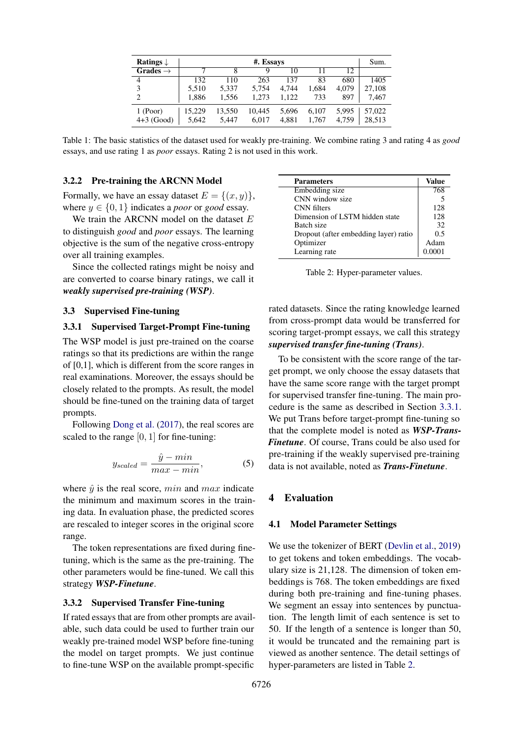| Ratings ↓ | #. Essays | | | | | | Sum. |
|---|---|---|---|---|---|---|---|
| Grades → | 7 | 8 | 9 | 10 | 11 | 12 | |
| 4 | 132 | 110 | 263 | 137 | 83 | 680 | 1405 |
| 3 | 5,510 | 5,337 | 5,754 | 4,744 | 1,684 | 4,079 | 27,108 |
| 2 | 1,886 | 1,556 | 1,273 | 1,122 | 733 | 897 | 7,467 |
| 1 (Poor) | 15,229 | 13,550 | 10,445 | 5,696 | 6,107 | 5,995 | 57,022 |
| 4+3 (Good) | 5,642 | 5,447 | 6,017 | 4,881 | 1,767 | 4,759 | 28,513 |

Table 1: The basic statistics of the dataset used for weakly pre-training. We combine rating 3 and rating 4 as *good* essays, and use rating 1 as *poor* essays. Rating 2 is not used in this work.

#### 3.2.2 Pre-training the ARCNN Model

Formally, we have an essay dataset $E = \{(x, y)\}$, where $y \in \{0, 1\}$ indicates a *poor* or *good* essay.

We train the ARCNN model on the dataset $E$ to distinguish *good* and *poor* essays. The learning objective is the sum of the negative cross-entropy over all training examples.

Since the collected ratings might be noisy and are converted to coarse binary ratings, we call it ***weakly supervised pre-training (WSP)***.

### 3.3 Supervised Fine-tuning

#### 3.3.1 Supervised Target-Prompt Fine-tuning

The WSP model is just pre-trained on the coarse ratings so that its predictions are within the range of [0,1], which is different from the score ranges in real examinations. Moreover, the essays should be closely related to the prompts. As result, the model should be fine-tuned on the training data of target prompts.

Following Dong et al. (2017), the real scores are scaled to the range $[0, 1]$ for fine-tuning:

$$y_{scaled} = \frac{\hat{y} - min}{max - min}, \tag{5}$$

where $\hat{y}$ is the real score, $min$ and $max$ indicate the minimum and maximum scores in the training data. In evaluation phase, the predicted scores are rescaled to integer scores in the original score range.

The token representations are fixed during fine-tuning, which is the same as the pre-training. The other parameters would be fine-tuned. We call this strategy ***WSP-Finetune***.

#### 3.3.2 Supervised Transfer Fine-tuning

If rated essays that are from other prompts are available, such data could be used to further train our weakly pre-trained model WSP before fine-tuning the model on target prompts. We just continue to fine-tune WSP on the available prompt-specific rated datasets. Since the rating knowledge learned from cross-prompt data would be transferred for scoring target-prompt essays, we call this strategy ***supervised transfer fine-tuning (Trans)***.

To be consistent with the score range of the target prompt, we only choose the essay datasets that have the same score range with the target prompt for supervised transfer fine-tuning. The main procedure is the same as described in Section 3.3.1. We put Trans before target-prompt fine-tuning so that the complete model is noted as ***WSP-Trans-Finetune***. Of course, Trans could be also used for pre-training if the weakly supervised pre-training data is not available, noted as ***Trans-Finetune***.

| Parameters | Value |
|---|---|
| Embedding size | 768 |
| CNN window size | 5 |
| CNN filters | 128 |
| Dimension of LSTM hidden state | 128 |
| Batch size | 32 |
| Dropout (after embedding layer) ratio | 0.5 |
| Optimizer | Adam |
| Learning rate | 0.0001 |

Table 2: Hyper-parameter values.

## 4 Evaluation

### 4.1 Model Parameter Settings

We use the tokenizer of BERT (Devlin et al., 2019) to get tokens and token embeddings. The vocabulary size is 21,128. The dimension of token embeddings is 768. The token embeddings are fixed during both pre-training and fine-tuning phases. We segment an essay into sentences by punctuation. The length limit of each sentence is set to 50. If the length of a sentence is longer than 50, it would be truncated and the remaining part is viewed as another sentence. The detail settings of hyper-parameters are listed in Table 2.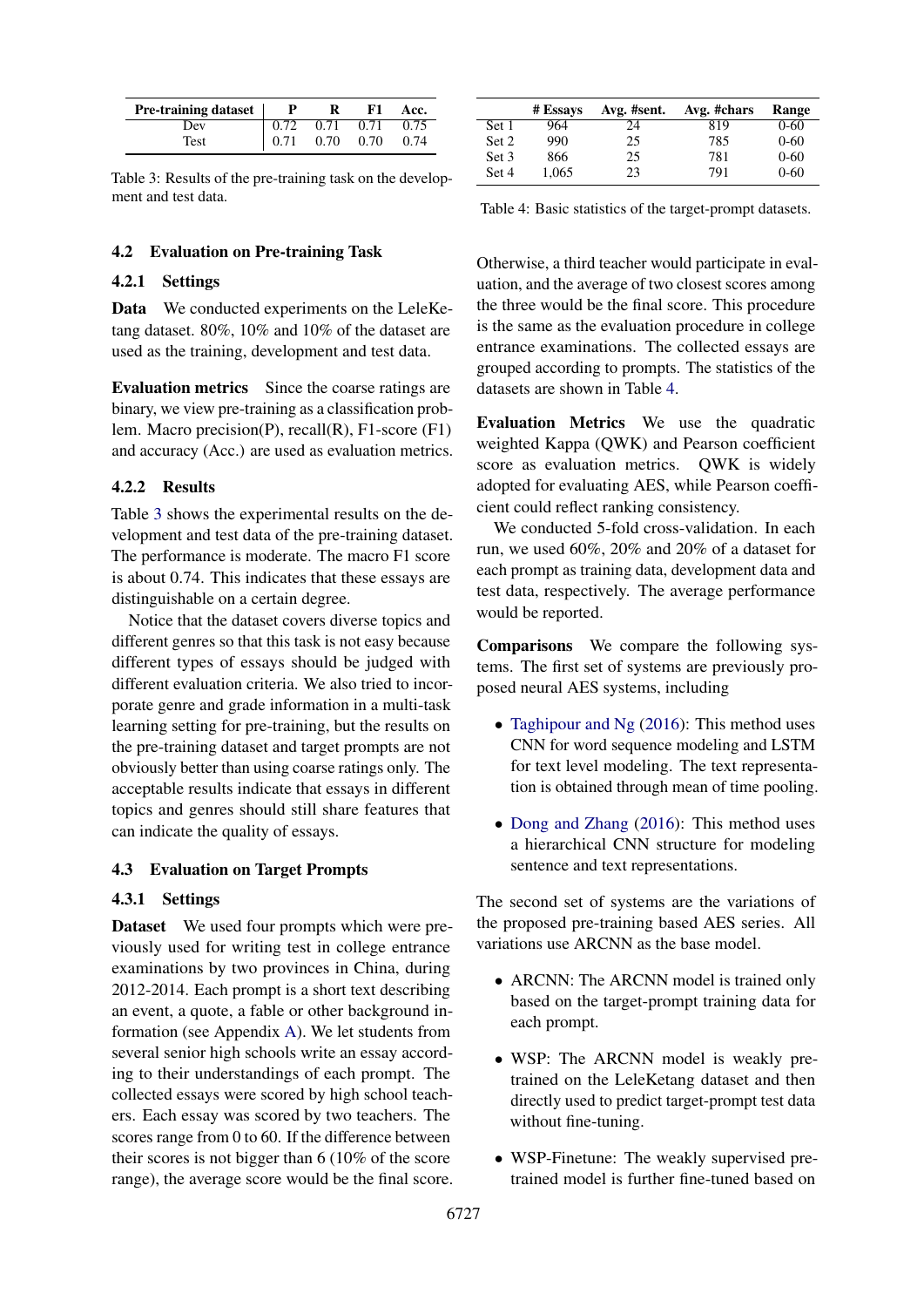| Pre-training dataset | P | R | F1 | Acc. |
|---|---|---|---|---|
| Dev | 0.72 | 0.71 | 0.71 | 0.75 |
| Test | 0.71 | 0.70 | 0.70 | 0.74 |

Table 3: Results of the pre-training task on the development and test data.

### 4.2 Evaluation on Pre-training Task

#### 4.2.1 Settings

**Data** We conducted experiments on the LeleKetang dataset. 80%, 10% and 10% of the dataset are used as the training, development and test data.

**Evaluation metrics** Since the coarse ratings are binary, we view pre-training as a classification problem. Macro precision(P), recall(R), F1-score (F1) and accuracy (Acc.) are used as evaluation metrics.

#### 4.2.2 Results

Table 3 shows the experimental results on the development and test data of the pre-training dataset. The performance is moderate. The macro F1 score is about 0.74. This indicates that these essays are distinguishable on a certain degree.

Notice that the dataset covers diverse topics and different genres so that this task is not easy because different types of essays should be judged with different evaluation criteria. We also tried to incorporate genre and grade information in a multi-task learning setting for pre-training, but the results on the pre-training dataset and target prompts are not obviously better than using coarse ratings only. The acceptable results indicate that essays in different topics and genres should still share features that can indicate the quality of essays.

### 4.3 Evaluation on Target Prompts

#### 4.3.1 Settings

**Dataset** We used four prompts which were previously used for writing test in college entrance examinations by two provinces in China, during 2012-2014. Each prompt is a short text describing an event, a quote, a fable or other background information (see Appendix A). We let students from several senior high schools write an essay according to their understandings of each prompt. The collected essays were scored by high school teachers. Each essay was scored by two teachers. The scores range from 0 to 60. If the difference between their scores is not bigger than 6 (10% of the score range), the average score would be the final score. Otherwise, a third teacher would participate in evaluation, and the average of two closest scores among the three would be the final score. This procedure is the same as the evaluation procedure in college entrance examinations. The collected essays are grouped according to prompts. The statistics of the datasets are shown in Table 4.

| | # Essays | Avg. #sent. | Avg. #chars | Range |
|---|---|---|---|---|
| Set 1 | 964 | 24 | 819 | 0-60 |
| Set 2 | 990 | 25 | 785 | 0-60 |
| Set 3 | 866 | 25 | 781 | 0-60 |
| Set 4 | 1,065 | 23 | 791 | 0-60 |

Table 4: Basic statistics of the target-prompt datasets.

**Evaluation Metrics** We use the quadratic weighted Kappa (QWK) and Pearson coefficient score as evaluation metrics. QWK is widely adopted for evaluating AES, while Pearson coefficient could reflect ranking consistency.

We conducted 5-fold cross-validation. In each run, we used 60%, 20% and 20% of a dataset for each prompt as training data, development data and test data, respectively. The average performance would be reported.

**Comparisons** We compare the following systems. The first set of systems are previously proposed neural AES systems, including

- Taghipour and Ng (2016): This method uses CNN for word sequence modeling and LSTM for text level modeling. The text representation is obtained through mean of time pooling.
- Dong and Zhang (2016): This method uses a hierarchical CNN structure for modeling sentence and text representations.

The second set of systems are the variations of the proposed pre-training based AES series. All variations use ARCNN as the base model.

- ARCNN: The ARCNN model is trained only based on the target-prompt training data for each prompt.
- WSP: The ARCNN model is weakly pre-trained on the LeleKetang dataset and then directly used to predict target-prompt test data without fine-tuning.
- WSP-Finetune: The weakly supervised pre-trained model is further fine-tuned based on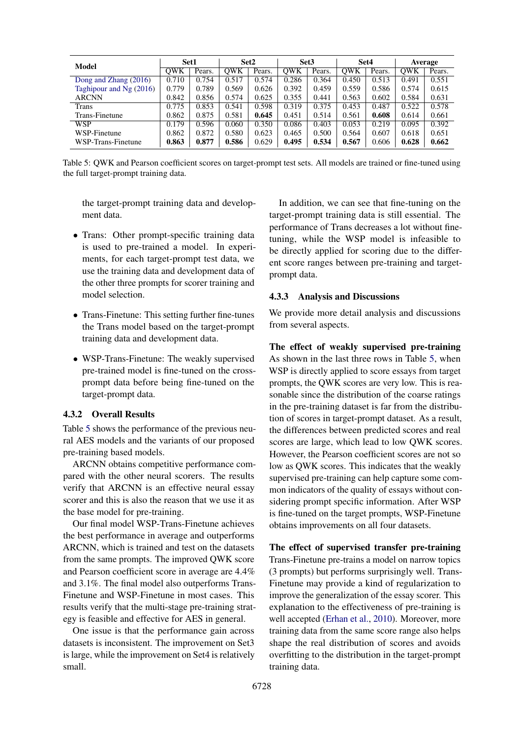| Model | Set1 | | Set2 | | Set3 | | Set4 | | Average | |
|---|---|---|---|---|---|---|---|---|---|---|
| | QWK | Pears. | QWK | Pears. | QWK | Pears. | QWK | Pears. | QWK | Pears. |
| Dong and Zhang (2016) | 0.710 | 0.754 | 0.517 | 0.574 | 0.286 | 0.364 | 0.450 | 0.513 | 0.491 | 0.551 |
| Taghipour and Ng (2016) | 0.779 | 0.789 | 0.569 | 0.626 | 0.392 | 0.459 | 0.559 | 0.586 | 0.574 | 0.615 |
| ARCNN | 0.842 | 0.856 | 0.574 | 0.625 | 0.355 | 0.441 | 0.563 | 0.602 | 0.584 | 0.631 |
| Trans | 0.775 | 0.853 | 0.541 | 0.598 | 0.319 | 0.375 | 0.453 | 0.487 | 0.522 | 0.578 |
| Trans-Finetune | 0.862 | 0.875 | 0.581 | **0.645** | 0.451 | 0.514 | 0.561 | **0.608** | 0.614 | 0.661 |
| WSP | 0.179 | 0.596 | 0.060 | 0.350 | 0.086 | 0.403 | 0.053 | 0.219 | 0.095 | 0.392 |
| WSP-Finetune | 0.862 | 0.872 | 0.580 | 0.623 | 0.465 | 0.500 | 0.564 | 0.607 | 0.618 | 0.651 |
| WSP-Trans-Finetune | **0.863** | **0.877** | **0.586** | 0.629 | **0.495** | **0.534** | **0.567** | 0.606 | **0.628** | **0.662** |

Table 5: QWK and Pearson coefficient scores on target-prompt test sets. All models are trained or fine-tuned using the full target-prompt training data.

the target-prompt training data and development data.

- Trans: Other prompt-specific training data is used to pre-trained a model. In experiments, for each target-prompt test data, we use the training data and development data of the other three prompts for scorer training and model selection.
- Trans-Finetune: This setting further fine-tunes the Trans model based on the target-prompt training data and development data.
- WSP-Trans-Finetune: The weakly supervised pre-trained model is fine-tuned on the cross-prompt data before being fine-tuned on the target-prompt data.

### 4.3.2 Overall Results

Table 5 shows the performance of the previous neural AES models and the variants of our proposed pre-training based models.

ARCNN obtains competitive performance compared with the other neural scorers. The results verify that ARCNN is an effective neural essay scorer and this is also the reason that we use it as the base model for pre-training.

Our final model WSP-Trans-Finetune achieves the best performance in average and outperforms ARCNN, which is trained and test on the datasets from the same prompts. The improved QWK score and Pearson coefficient score in average are 4.4% and 3.1%. The final model also outperforms Trans-Finetune and WSP-Finetune in most cases. This results verify that the multi-stage pre-training strategy is feasible and effective for AES in general.

One issue is that the performance gain across datasets is inconsistent. The improvement on Set3 is large, while the improvement on Set4 is relatively small.

In addition, we can see that fine-tuning on the target-prompt training data is still essential. The performance of Trans decreases a lot without fine-tuning, while the WSP model is infeasible to be directly applied for scoring due to the different score ranges between pre-training and target-prompt data.

### 4.3.3 Analysis and Discussions

We provide more detail analysis and discussions from several aspects.

**The effect of weakly supervised pre-training** As shown in the last three rows in Table 5, when WSP is directly applied to score essays from target prompts, the QWK scores are very low. This is reasonable since the distribution of the coarse ratings in the pre-training dataset is far from the distribution of scores in target-prompt dataset. As a result, the differences between predicted scores and real scores are large, which lead to low QWK scores. However, the Pearson coefficient scores are not so low as QWK scores. This indicates that the weakly supervised pre-training can help capture some common indicators of the quality of essays without considering prompt specific information. After WSP is fine-tuned on the target prompts, WSP-Finetune obtains improvements on all four datasets.

**The effect of supervised transfer pre-training** Trans-Finetune pre-trains a model on narrow topics (3 prompts) but performs surprisingly well. Trans-Finetune may provide a kind of regularization to improve the generalization of the essay scorer. This explanation to the effectiveness of pre-training is well accepted (Erhan et al., 2010). Moreover, more training data from the same score range also helps shape the real distribution of scores and avoids overfitting to the distribution in the target-prompt training data.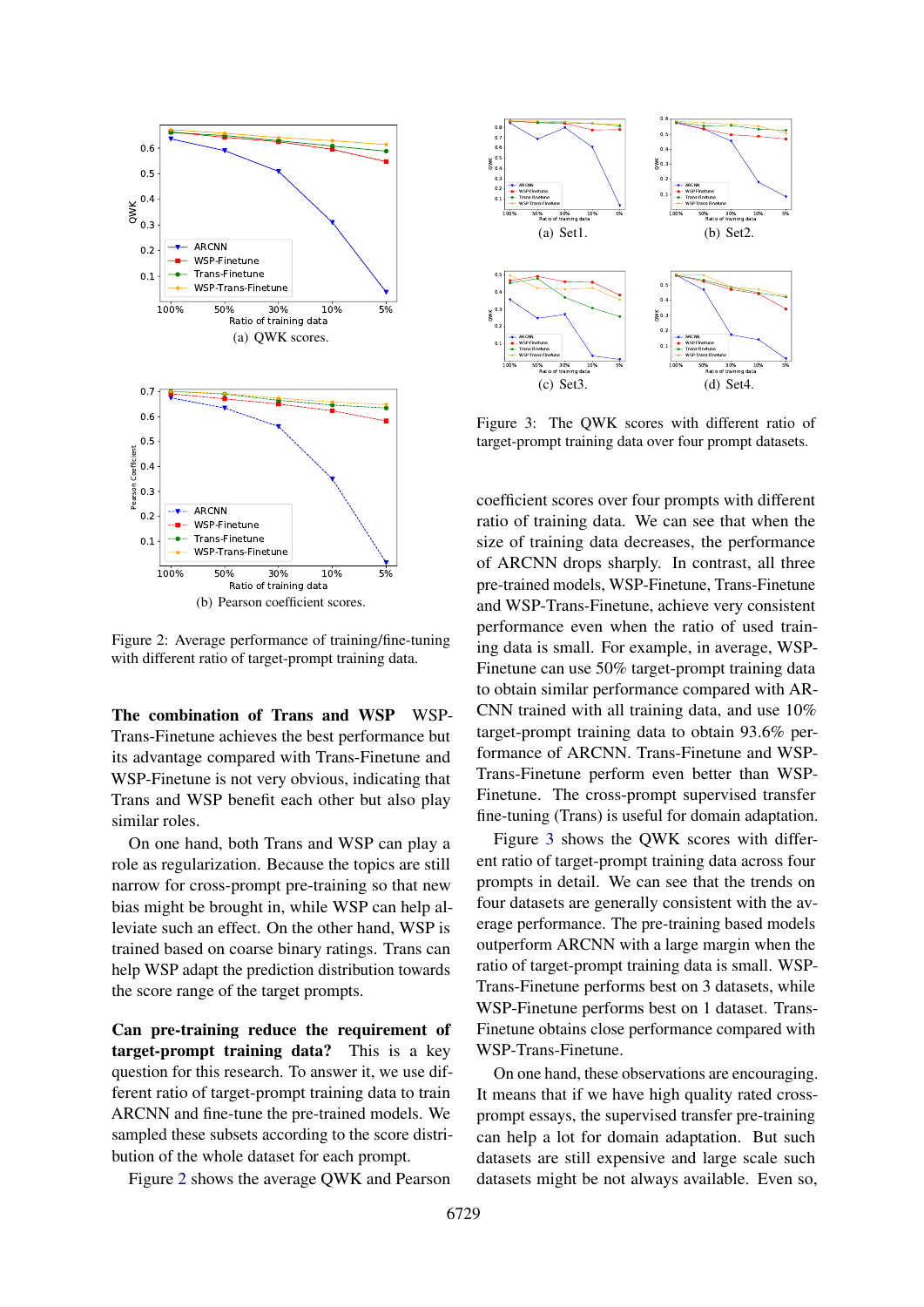(a) QWK scores.

(b) Pearson coefficient scores.

Figure 2: Average performance of training/fine-tuning with different ratio of target-prompt training data.

**The combination of Trans and WSP** WSP-Trans-Finetune achieves the best performance but its advantage compared with Trans-Finetune and WSP-Finetune is not very obvious, indicating that Trans and WSP benefit each other but also play similar roles.

On one hand, both Trans and WSP can play a role as regularization. Because the topics are still narrow for cross-prompt pre-training so that new bias might be brought in, while WSP can help alleviate such an effect. On the other hand, WSP is trained based on coarse binary ratings. Trans can help WSP adapt the prediction distribution towards the score range of the target prompts.

**Can pre-training reduce the requirement of target-prompt training data?** This is a key question for this research. To answer it, we use different ratio of target-prompt training data to train ARCNN and fine-tune the pre-trained models. We sampled these subsets according to the score distribution of the whole dataset for each prompt.

Figure 2 shows the average QWK and Pearson coefficient scores over four prompts with different ratio of training data. We can see that when the size of training data decreases, the performance of ARCNN drops sharply. In contrast, all three pre-trained models, WSP-Finetune, Trans-Finetune and WSP-Trans-Finetune, achieve very consistent performance even when the ratio of used training data is small. For example, in average, WSP-Finetune can use 50% target-prompt training data to obtain similar performance compared with ARCNN trained with all training data, and use 10% target-prompt training data to obtain 93.6% performance of ARCNN. Trans-Finetune and WSP-Trans-Finetune perform even better than WSP-Finetune. The cross-prompt supervised transfer fine-tuning (Trans) is useful for domain adaptation.

(a) Set1.

(b) Set2.

(c) Set3.

(d) Set4.

Figure 3: The QWK scores with different ratio of target-prompt training data over four prompt datasets.

Figure 3 shows the QWK scores with different ratio of target-prompt training data across four prompts in detail. We can see that the trends on four datasets are generally consistent with the average performance. The pre-training based models outperform ARCNN with a large margin when the ratio of target-prompt training data is small. WSP-Trans-Finetune performs best on 3 datasets, while WSP-Finetune performs best on 1 dataset. Trans-Finetune obtains close performance compared with WSP-Trans-Finetune.

On one hand, these observations are encouraging. It means that if we have high quality rated cross-prompt essays, the supervised transfer pre-training can help a lot for domain adaptation. But such datasets are still expensive and large scale such datasets might be not always available. Even so,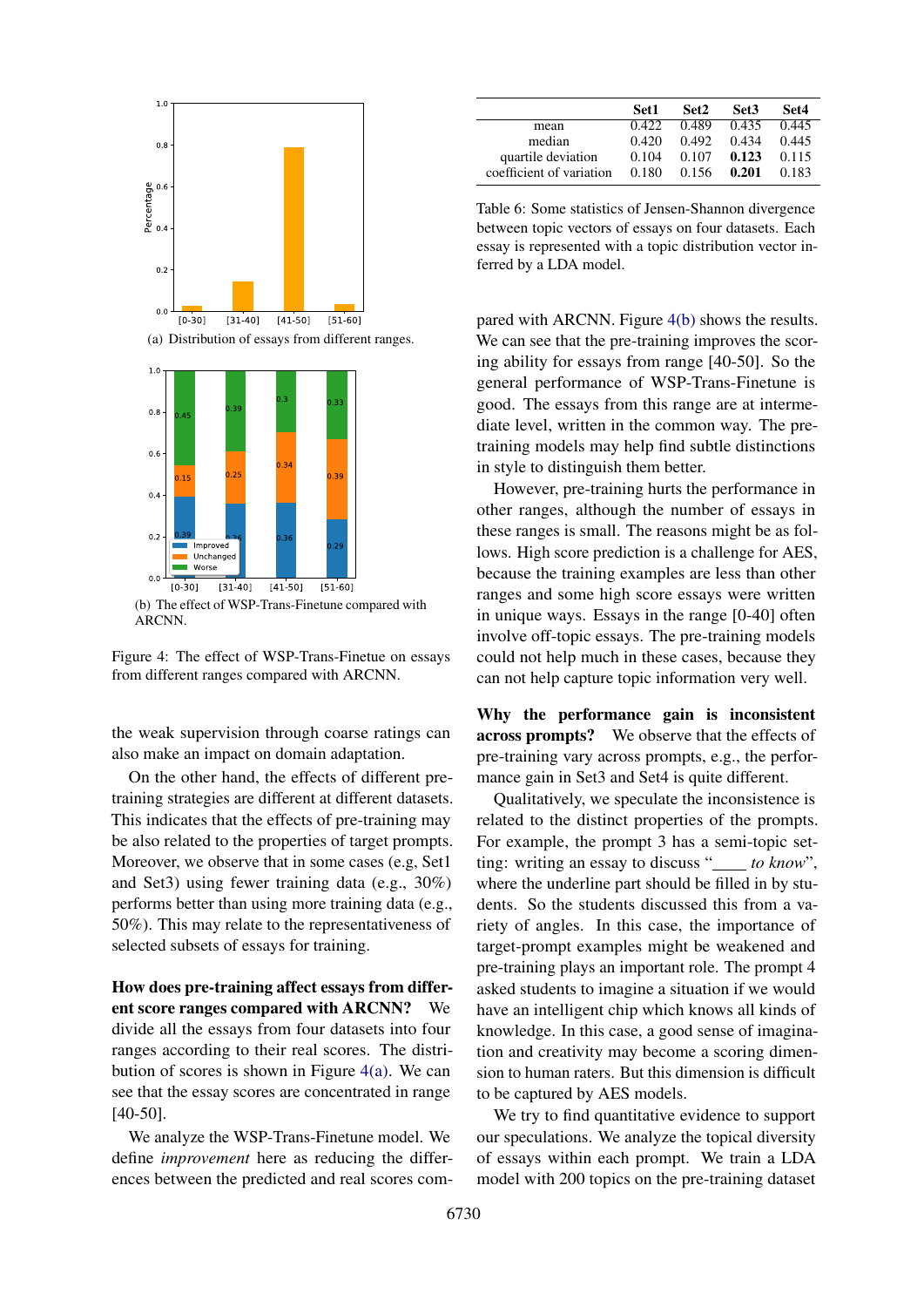(a) Distribution of essays from different ranges.

(b) The effect of WSP-Trans-Finetune compared with ARCNN.

Figure 4: The effect of WSP-Trans-Finetune on essays from different ranges compared with ARCNN.

the weak supervision through coarse ratings can also make an impact on domain adaptation.

On the other hand, the effects of different pre-training strategies are different at different datasets. This indicates that the effects of pre-training may be also related to the properties of target prompts. Moreover, we observe that in some cases (e.g, Set1 and Set3) using fewer training data (e.g., 30%) performs better than using more training data (e.g., 50%). This may relate to the representativeness of selected subsets of essays for training.

**How does pre-training affect essays from different score ranges compared with ARCNN?** We divide all the essays from four datasets into four ranges according to their real scores. The distribution of scores is shown in Figure 4(a). We can see that the essay scores are concentrated in range [40-50].

We analyze the WSP-Trans-Finetune model. We define *improvement* here as reducing the differences between the predicted and real scores compared with ARCNN. Figure 4(b) shows the results. We can see that the pre-training improves the scoring ability for essays from range [40-50]. So the general performance of WSP-Trans-Finetune is good. The essays from this range are at intermediate level, written in the common way. The pre-training models may help find subtle distinctions in style to distinguish them better.

However, pre-training hurts the performance in other ranges, although the number of essays in these ranges is small. The reasons might be as follows. High score prediction is a challenge for AES, because the training examples are less than other ranges and some high score essays were written in unique ways. Essays in the range [0-40] often involve off-topic essays. The pre-training models could not help much in these cases, because they can not help capture topic information very well.

| | Set1 | Set2 | Set3 | Set4 |
|---|---|---|---|---|
| mean | 0.422 | 0.489 | 0.435 | 0.445 |
| median | 0.420 | 0.492 | 0.434 | 0.445 |
| quartile deviation | 0.104 | 0.107 | **0.123** | 0.115 |
| coefficient of variation | 0.180 | 0.156 | **0.201** | 0.183 |

Table 6: Some statistics of Jensen-Shannon divergence between topic vectors of essays on four datasets. Each essay is represented with a topic distribution vector inferred by a LDA model.

**Why the performance gain is inconsistent across prompts?** We observe that the effects of pre-training vary across prompts, e.g., the performance gain in Set3 and Set4 is quite different.

Qualitatively, we speculate the inconsistence is related to the distinct properties of the prompts. For example, the prompt 3 has a semi-topic setting: writing an essay to discuss "____ *to know*", where the underline part should be filled in by students. So the students discussed this from a variety of angles. In this case, the importance of target-prompt examples might be weakened and pre-training plays an important role. The prompt 4 asked students to imagine a situation if we would have an intelligent chip which knows all kinds of knowledge. In this case, a good sense of imagination and creativity may become a scoring dimension to human raters. But this dimension is difficult to be captured by AES models.

We try to find quantitative evidence to support our speculations. We analyze the topical diversity of essays within each prompt. We train a LDA model with 200 topics on the pre-training dataset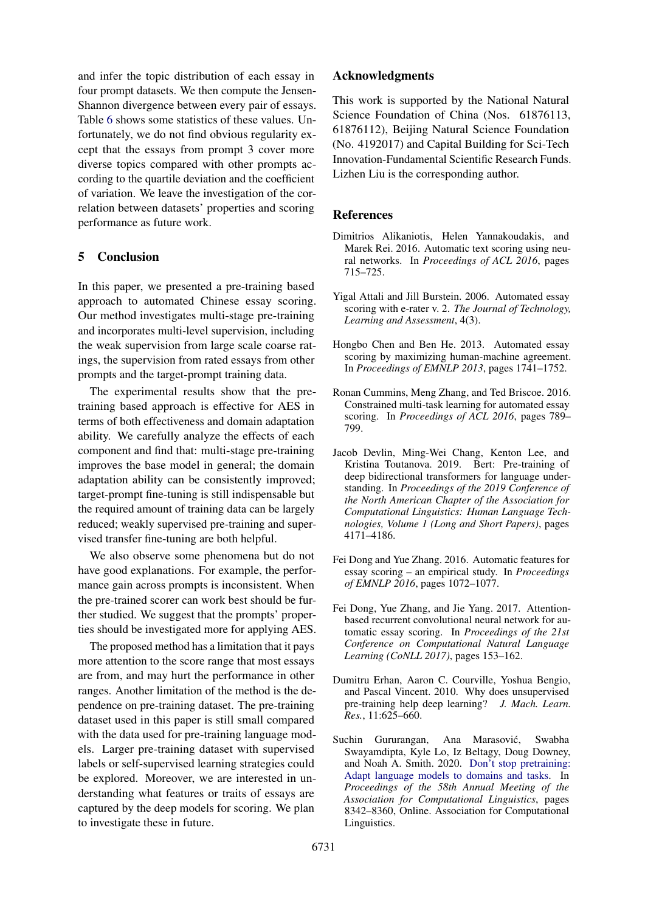and infer the topic distribution of each essay in four prompt datasets. We then compute the Jensen-Shannon divergence between every pair of essays. Table 6 shows some statistics of these values. Unfortunately, we do not find obvious regularity except that the essays from prompt 3 cover more diverse topics compared with other prompts according to the quartile deviation and the coefficient of variation. We leave the investigation of the correlation between datasets' properties and scoring performance as future work.

## 5 Conclusion

In this paper, we presented a pre-training based approach to automated Chinese essay scoring. Our method investigates multi-stage pre-training and incorporates multi-level supervision, including the weak supervision from large scale coarse ratings, the supervision from rated essays from other prompts and the target-prompt training data.

The experimental results show that the pre-training based approach is effective for AES in terms of both effectiveness and domain adaptation ability. We carefully analyze the effects of each component and find that: multi-stage pre-training improves the base model in general; the domain adaptation ability can be consistently improved; target-prompt fine-tuning is still indispensable but the required amount of training data can be largely reduced; weakly supervised pre-training and supervised transfer fine-tuning are both helpful.

We also observe some phenomena but do not have good explanations. For example, the performance gain across prompts is inconsistent. When the pre-trained scorer can work best should be further studied. We suggest that the prompts' properties should be investigated more for applying AES.

The proposed method has a limitation that it pays more attention to the score range that most essays are from, and may hurt the performance in other ranges. Another limitation of the method is the dependence on pre-training dataset. The pre-training dataset used in this paper is still small compared with the data used for pre-training language models. Larger pre-training dataset with supervised labels or self-supervised learning strategies could be explored. Moreover, we are interested in understanding what features or traits of essays are captured by the deep models for scoring. We plan to investigate these in future.

## Acknowledgments

This work is supported by the National Natural Science Foundation of China (Nos. 61876113, 61876112), Beijing Natural Science Foundation (No. 4192017) and Capital Building for Sci-Tech Innovation-Fundamental Scientific Research Funds. Lizhen Liu is the corresponding author.

## References

Dimitrios Alikaniotis, Helen Yannakoudakis, and Marek Rei. 2016. Automatic text scoring using neural networks. In *Proceedings of ACL 2016*, pages 715–725.

Yigal Attali and Jill Burstein. 2006. Automated essay scoring with e-rater v. 2. *The Journal of Technology, Learning and Assessment*, 4(3).

Hongbo Chen and Ben He. 2013. Automated essay scoring by maximizing human-machine agreement. In *Proceedings of EMNLP 2013*, pages 1741–1752.

Ronan Cummins, Meng Zhang, and Ted Briscoe. 2016. Constrained multi-task learning for automated essay scoring. In *Proceedings of ACL 2016*, pages 789–799.

Jacob Devlin, Ming-Wei Chang, Kenton Lee, and Kristina Toutanova. 2019. Bert: Pre-training of deep bidirectional transformers for language understanding. In *Proceedings of the 2019 Conference of the North American Chapter of the Association for Computational Linguistics: Human Language Technologies, Volume 1 (Long and Short Papers)*, pages 4171–4186.

Fei Dong and Yue Zhang. 2016. Automatic features for essay scoring – an empirical study. In *Proceedings of EMNLP 2016*, pages 1072–1077.

Fei Dong, Yue Zhang, and Jie Yang. 2017. Attention-based recurrent convolutional neural network for automatic essay scoring. In *Proceedings of the 21st Conference on Computational Natural Language Learning (CoNLL 2017)*, pages 153–162.

Dumitru Erhan, Aaron C. Courville, Yoshua Bengio, and Pascal Vincent. 2010. Why does unsupervised pre-training help deep learning? *J. Mach. Learn. Res.*, 11:625–660.

Suchin Gururangan, Ana Marasović, Swabha Swayamdipta, Kyle Lo, Iz Beltagy, Doug Downey, and Noah A. Smith. 2020. Don't stop pretraining: Adapt language models to domains and tasks. In *Proceedings of the 58th Annual Meeting of the Association for Computational Linguistics*, pages 8342–8360, Online. Association for Computational Linguistics.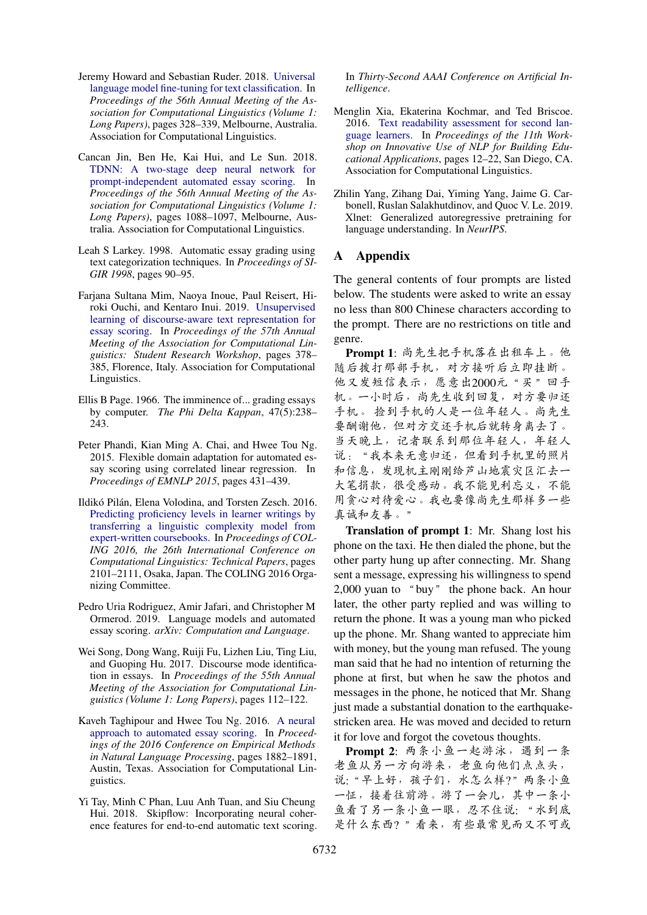Jeremy Howard and Sebastian Ruder. 2018. Universal language model fine-tuning for text classification. In *Proceedings of the 56th Annual Meeting of the Association for Computational Linguistics (Volume 1: Long Papers)*, pages 328–339, Melbourne, Australia. Association for Computational Linguistics.

Cancan Jin, Ben He, Kai Hui, and Le Sun. 2018. TDNN: A two-stage deep neural network for prompt-independent automated essay scoring. In *Proceedings of the 56th Annual Meeting of the Association for Computational Linguistics (Volume 1: Long Papers)*, pages 1088–1097, Melbourne, Australia. Association for Computational Linguistics.

Leah S Larkey. 1998. Automatic essay grading using text categorization techniques. In *Proceedings of SIGIR 1998*, pages 90–95.

Farjana Sultana Mim, Naoya Inoue, Paul Reisert, Hiroki Ouchi, and Kentaro Inui. 2019. Unsupervised learning of discourse-aware text representation for essay scoring. In *Proceedings of the 57th Annual Meeting of the Association for Computational Linguistics: Student Research Workshop*, pages 378–385, Florence, Italy. Association for Computational Linguistics.

Ellis B Page. 1966. The imminence of... grading essays by computer. *The Phi Delta Kappan*, 47(5):238–243.

Peter Phandi, Kian Ming A. Chai, and Hwee Tou Ng. 2015. Flexible domain adaptation for automated essay scoring using correlated linear regression. In *Proceedings of EMNLP 2015*, pages 431–439.

Ildikó Pilán, Elena Volodina, and Torsten Zesch. 2016. Predicting proficiency levels in learner writings by transferring a linguistic complexity model from expert-written coursebooks. In *Proceedings of COLING 2016, the 26th International Conference on Computational Linguistics: Technical Papers*, pages 2101–2111, Osaka, Japan. The COLING 2016 Organizing Committee.

Pedro Uria Rodriguez, Amir Jafari, and Christopher M Ormerod. 2019. Language models and automated essay scoring. *arXiv: Computation and Language*.

Wei Song, Dong Wang, Ruiji Fu, Lizhen Liu, Ting Liu, and Guoping Hu. 2017. Discourse mode identification in essays. In *Proceedings of the 55th Annual Meeting of the Association for Computational Linguistics (Volume 1: Long Papers)*, pages 112–122.

Kaveh Taghipour and Hwee Tou Ng. 2016. A neural approach to automated essay scoring. In *Proceedings of the 2016 Conference on Empirical Methods in Natural Language Processing*, pages 1882–1891, Austin, Texas. Association for Computational Linguistics.

Yi Tay, Minh C Phan, Luu Anh Tuan, and Siu Cheung Hui. 2018. Skipflow: Incorporating neural coherence features for end-to-end automatic text scoring. In *Thirty-Second AAAI Conference on Artificial Intelligence*.

Menglin Xia, Ekaterina Kochmar, and Ted Briscoe. 2016. Text readability assessment for second language learners. In *Proceedings of the 11th Workshop on Innovative Use of NLP for Building Educational Applications*, pages 12–22, San Diego, CA. Association for Computational Linguistics.

Zhilin Yang, Zihang Dai, Yiming Yang, Jaime G. Carbonell, Ruslan Salakhutdinov, and Quoc V. Le. 2019. Xlnet: Generalized autoregressive pretraining for language understanding. In *NeurIPS*.

## A Appendix

The general contents of four prompts are listed below. The students were asked to write an essay no less than 800 Chinese characters according to the prompt. There are no restrictions on title and genre.

**Prompt 1**: 尚先生把手机落在出租车上。他随后拨打那部手机，对方接听后立即挂断。他又发短信表示，愿意出2000元“买”回手机。一小时后，尚先生收到回复，对方要归还手机。捡到手机的人是一位年轻人。尚先生要酬谢他，但对方交还手机后就转身离去了。当天晚上，记者联系到那位年轻人，年轻人说：“我本来无意归还，但看到手机里的照片和信息，发现机主刚刚给芦山地震灾区汇去一大笔捐款，很受感动。我不能见利忘义，不能用贪心对待爱心。我也要像尚先生那样多一些真诚和友善。”

**Translation of prompt 1**: Mr. Shang lost his phone on the taxi. He then dialed the phone, but the other party hung up after connecting. Mr. Shang sent a message, expressing his willingness to spend 2,000 yuan to “buy” the phone back. An hour later, the other party replied and was willing to return the phone. It was a young man who picked up the phone. Mr. Shang wanted to appreciate him with money, but the young man refused. The young man said that he had no intention of returning the phone at first, but when he saw the photos and messages in the phone, he noticed that Mr. Shang just made a substantial donation to the earthquake-stricken area. He was moved and decided to return it for love and forgot the covetous thoughts.

**Prompt 2**: 两条小鱼一起游泳，遇到一条老鱼从另一方向游来，老鱼向他们点点头，说："早上好，孩子们，水怎么样？"两条小鱼一怔，接着往前游。游了一会儿，其中一条小鱼看了另一条小鱼一眼，忍不住说："水到底是什么东西？"看来，有些最常见而又不可或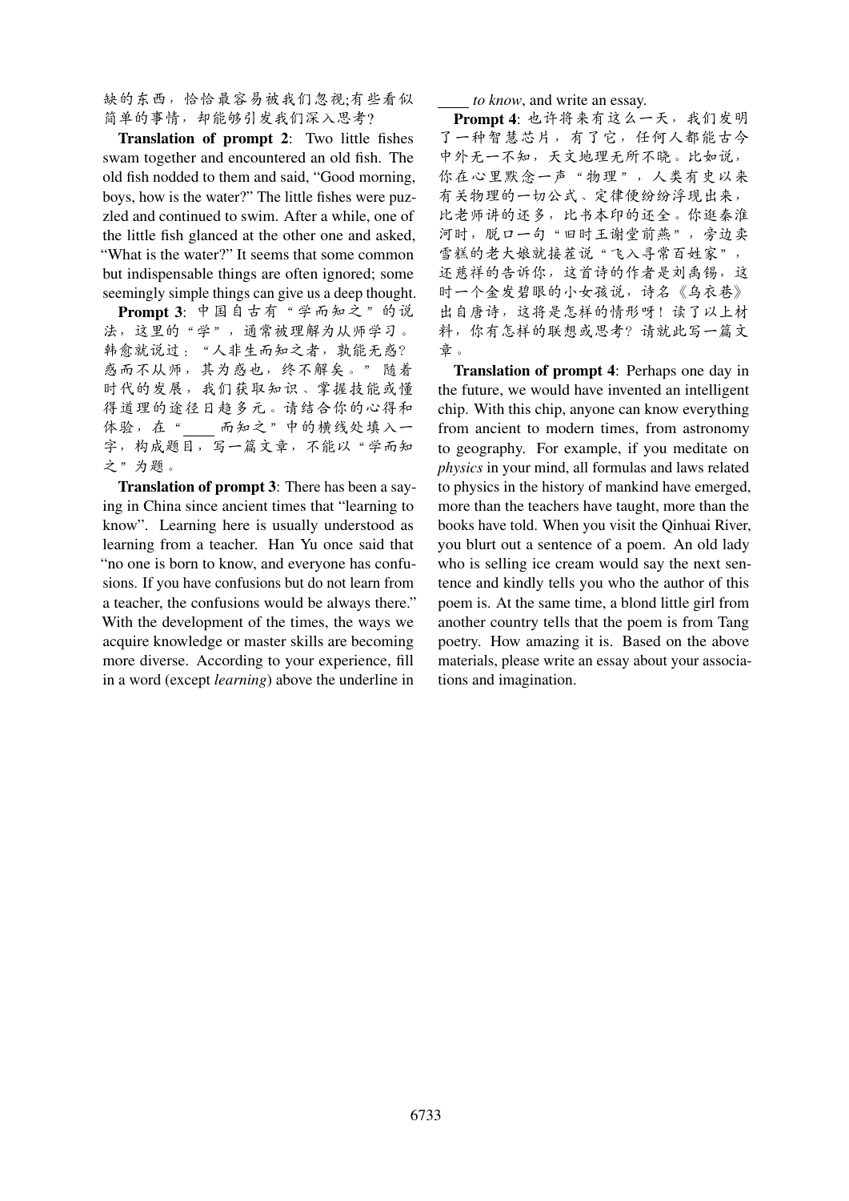缺的东西，恰恰最容易被我们忽视;有些看似简单的事情，却能够引发我们深入思考?

**Translation of prompt 2**: Two little fishes swam together and encountered an old fish. The old fish nodded to them and said, "Good morning, boys, how is the water?" The little fishes were puzzled and continued to swim. After a while, one of the little fish glanced at the other one and asked, "What is the water?" It seems that some common but indispensable things are often ignored; some seemingly simple things can give us a deep thought.

**Prompt 3**: 中国自古有"学而知之"的说法，这里的"学"，通常被理解为从师学习。韩愈就说过："人非生而知之者，孰能无惑?惑而不从师，其为惑也，终不解矣。" 随着时代的发展，我们获取知识、掌握技能或懂得道理的途径日趋多元。请结合你的心得和体验，在"____而知之"中的横线处填入一字，构成题目，写一篇文章，不能以"学而知之"为题。

**Translation of prompt 3**: There has been a saying in China since ancient times that "learning to know". Learning here is usually understood as learning from a teacher. Han Yu once said that "no one is born to know, and everyone has confusions. If you have confusions but do not learn from a teacher, the confusions would be always there." With the development of the times, the ways we acquire knowledge or master skills are becoming more diverse. According to your experience, fill in a word (except *learning*) above the underline in ____ *to know*, and write an essay.

**Prompt 4**: 也许将来有这么一天，我们发明了一种智慧芯片，有了它，任何人都能古今中外无一不知，天文地理无所不晓。比如说，你在心里默念一声"物理"，人类有史以来有关物理的一切公式、定律便纷纷浮现出来，比老师讲的还多，比书本印的还全。你逛秦淮河时，脱口一句"旧时王谢堂前燕"，旁边卖雪糕的老大娘就接茬说"飞入寻常百姓家"，还慈祥的告诉你，这首诗的作者是刘禹锡，这时一个金发碧眼的小女孩说，诗名《乌衣巷》出自唐诗，这将是怎样的情形呀！读了以上材料，你有怎样的联想或思考? 请就此写一篇文章。

**Translation of prompt 4**: Perhaps one day in the future, we would have invented an intelligent chip. With this chip, anyone can know everything from ancient to modern times, from astronomy to geography. For example, if you meditate on *physics* in your mind, all formulas and laws related to physics in the history of mankind have emerged, more than the teachers have taught, more than the books have told. When you visit the Qinhuai River, you blurt out a sentence of a poem. An old lady who is selling ice cream would say the next sentence and kindly tells you who the author of this poem is. At the same time, a blond little girl from another country tells that the poem is from Tang poetry. How amazing it is. Based on the above materials, please write an essay about your associations and imagination.